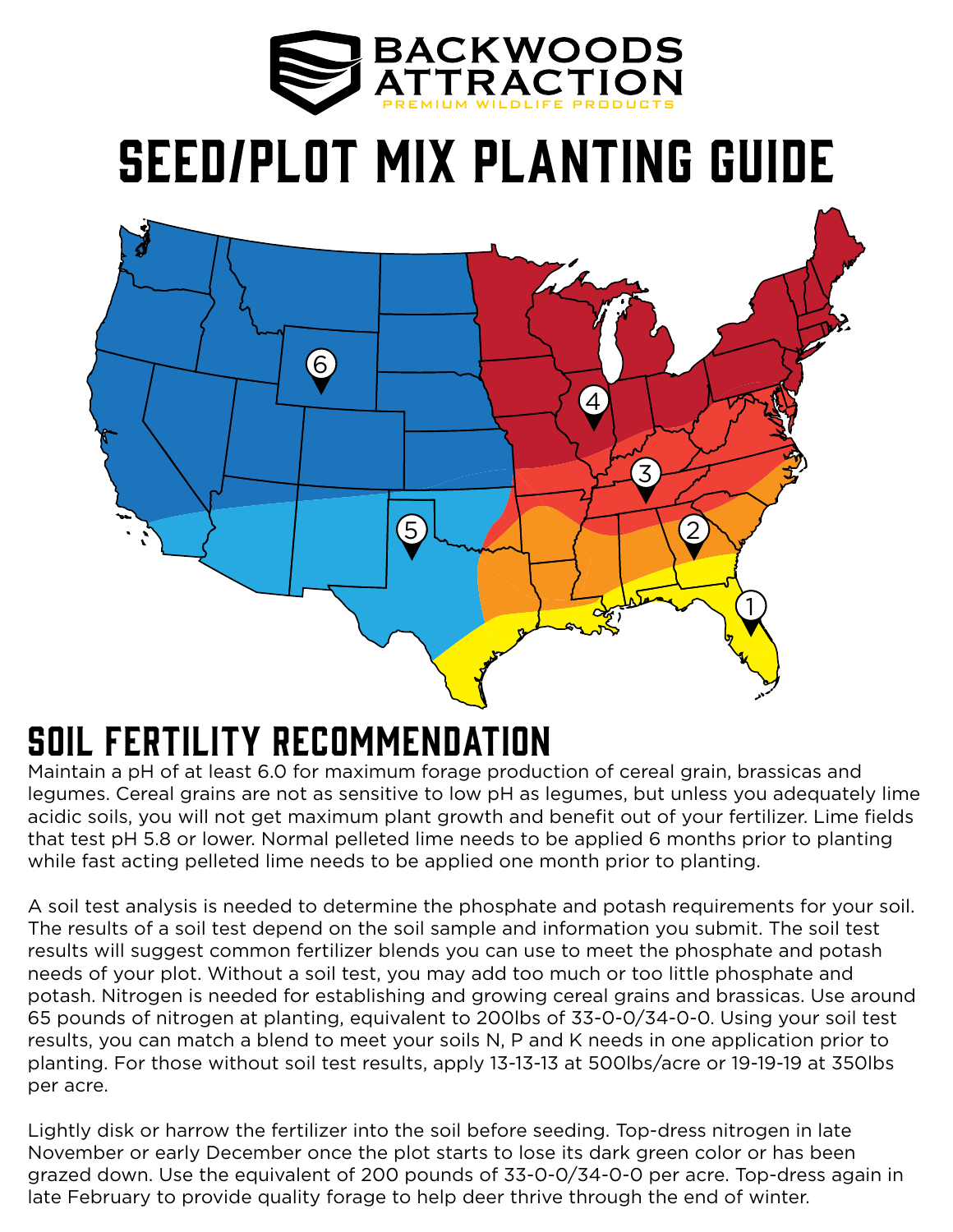# BACKWOODS ATTRACTION

PREMIUM WILDLIFE PRODUCTS

# SEED/PLOT MIX PLANTING GUIDE

## SOIL FERTILITY RECOMMENDATION

Maintain a pH of at least 6.0 for maximum forage production of cereal grain, brassicas and legumes. Cereal grains are not as sensitive to low pH as legumes, but unless you adequately lime acidic soils, you will not get maximum plant growth and benefit out of your fertilizer. Lime fields that test pH 5.8 or lower. Normal pelleted lime needs to be applied 6 months prior to planting while fast acting pelleted lime needs to be applied one month prior to planting.

A soil test analysis is needed to determine the phosphate and potash requirements for your soil. The results of a soil test depend on the soil sample and information you submit. The soil test results will suggest common fertilizer blends you can use to meet the phosphate and potash needs of your plot. Without a soil test, you may add too much or too little phosphate and potash. Nitrogen is needed for establishing and growing cereal grains and brassicas. Use around 65 pounds of nitrogen at planting, equivalent to 200lbs of 33-0-0/34-0-0. Using your soil test results, you can match a blend to meet your soils N, P and K needs in one application prior to planting. For those without soil test results, apply 13-13-13 at 500lbs/acre or 19-19-19 at 350lbs per acre.

Lightly disk or harrow the fertilizer into the soil before seeding. Top-dress nitrogen in late November or early December once the plot starts to lose its dark green color or has been grazed down. Use the equivalent of 200 pounds of 33-0-0/34-0-0 per acre. Top-dress again in late February to provide quality forage to help deer thrive through the end of winter.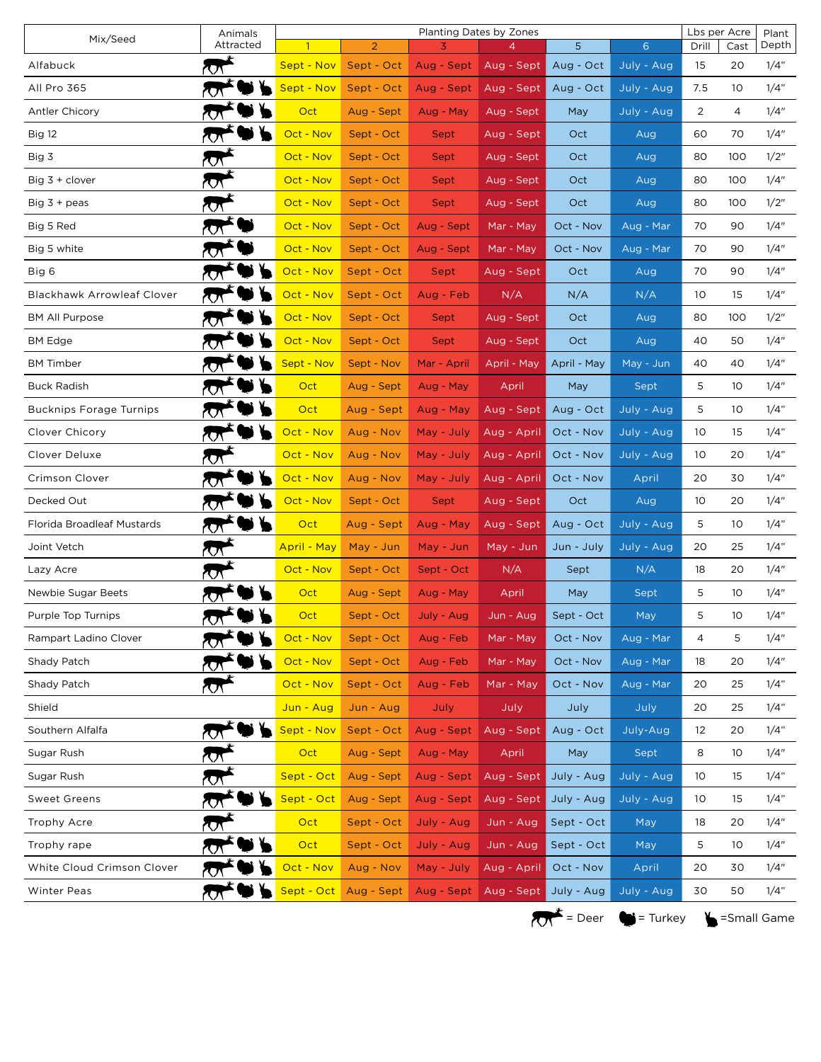| Mix/Seed | Animals Attracted | Planting Dates by Zones | | | | | | Lbs per Acre | | Plant Depth |
|---|---|---|---|---|---|---|---|---|---|---|
| | | 1 | 2 | 3 | 4 | 5 | 6 | Drill | Cast | |
| Alfabuck | Deer | Sept - Nov | Sept - Oct | Aug - Sept | Aug - Sept | Aug - Oct | July - Aug | 15 | 20 | 1/4" |
| All Pro 365 | Deer, Turkey, Small Game | Sept - Nov | Sept - Oct | Aug - Sept | Aug - Sept | Aug - Oct | July - Aug | 7.5 | 10 | 1/4" |
| Antler Chicory | Deer, Turkey, Small Game | Oct | Aug - Sept | Aug - May | Aug - Sept | May | July - Aug | 2 | 4 | 1/4" |
| Big 12 | Deer, Turkey, Small Game | Oct - Nov | Sept - Oct | Sept | Aug - Sept | Oct | Aug | 60 | 70 | 1/4" |
| Big 3 | Deer | Oct - Nov | Sept - Oct | Sept | Aug - Sept | Oct | Aug | 80 | 100 | 1/2" |
| Big 3 + clover | Deer | Oct - Nov | Sept - Oct | Sept | Aug - Sept | Oct | Aug | 80 | 100 | 1/4" |
| Big 3 + peas | Deer | Oct - Nov | Sept - Oct | Sept | Aug - Sept | Oct | Aug | 80 | 100 | 1/2" |
| Big 5 Red | Deer, Turkey | Oct - Nov | Sept - Oct | Aug - Sept | Mar - May | Oct - Nov | Aug - Mar | 70 | 90 | 1/4" |
| Big 5 white | Deer, Turkey | Oct - Nov | Sept - Oct | Aug - Sept | Mar - May | Oct - Nov | Aug - Mar | 70 | 90 | 1/4" |
| Big 6 | Deer, Turkey, Small Game | Oct - Nov | Sept - Oct | Sept | Aug - Sept | Oct | Aug | 70 | 90 | 1/4" |
| Blackhawk Arrowleaf Clover | Deer, Turkey, Small Game | Oct - Nov | Sept - Oct | Aug - Feb | N/A | N/A | N/A | 10 | 15 | 1/4" |
| BM All Purpose | Deer, Turkey, Small Game | Oct - Nov | Sept - Oct | Sept | Aug - Sept | Oct | Aug | 80 | 100 | 1/2" |
| BM Edge | Deer, Turkey, Small Game | Oct - Nov | Sept - Oct | Sept | Aug - Sept | Oct | Aug | 40 | 50 | 1/4" |
| BM Timber | Deer, Turkey, Small Game | Sept - Nov | Sept - Nov | Mar - April | April - May | April - May | May - Jun | 40 | 40 | 1/4" |
| Buck Radish | Deer, Turkey, Small Game | Oct | Aug - Sept | Aug - May | April | May | Sept | 5 | 10 | 1/4" |
| Bucknips Forage Turnips | Deer, Turkey, Small Game | Oct | Aug - Sept | Aug - May | Aug - Sept | Aug - Oct | July - Aug | 5 | 10 | 1/4" |
| Clover Chicory | Deer, Turkey, Small Game | Oct - Nov | Aug - Nov | May - July | Aug - April | Oct - Nov | July - Aug | 10 | 15 | 1/4" |
| Clover Deluxe | Deer | Oct - Nov | Aug - Nov | May - July | Aug - April | Oct - Nov | July - Aug | 10 | 20 | 1/4" |
| Crimson Clover | Deer, Turkey, Small Game | Oct - Nov | Aug - Nov | May - July | Aug - April | Oct - Nov | April | 20 | 30 | 1/4" |
| Decked Out | Deer, Turkey, Small Game | Oct - Nov | Sept - Oct | Sept | Aug - Sept | Oct | Aug | 10 | 20 | 1/4" |
| Florida Broadleaf Mustards | Deer, Turkey, Small Game | Oct | Aug - Sept | Aug - May | Aug - Sept | Aug - Oct | July - Aug | 5 | 10 | 1/4" |
| Joint Vetch | Deer | April - May | May - Jun | May - Jun | May - Jun | Jun - July | July - Aug | 20 | 25 | 1/4" |
| Lazy Acre | Deer | Oct - Nov | Sept - Oct | Sept - Oct | N/A | Sept | N/A | 18 | 20 | 1/4" |
| Newbie Sugar Beets | Deer, Turkey, Small Game | Oct | Aug - Sept | Aug - May | April | May | Sept | 5 | 10 | 1/4" |
| Purple Top Turnips | Deer, Turkey, Small Game | Oct | Sept - Oct | July - Aug | Jun - Aug | Sept - Oct | May | 5 | 10 | 1/4" |
| Rampart Ladino Clover | Deer, Turkey, Small Game | Oct - Nov | Sept - Oct | Aug - Feb | Mar - May | Oct - Nov | Aug - Mar | 4 | 5 | 1/4" |
| Shady Patch | Deer, Turkey, Small Game | Oct - Nov | Sept - Oct | Aug - Feb | Mar - May | Oct - Nov | Aug - Mar | 18 | 20 | 1/4" |
| Shady Patch | Deer | Oct - Nov | Sept - Oct | Aug - Feb | Mar - May | Oct - Nov | Aug - Mar | 20 | 25 | 1/4" |
| Shield | | Jun - Aug | Jun - Aug | July | July | July | July | 20 | 25 | 1/4" |
| Southern Alfalfa | Deer, Turkey, Small Game | Sept - Nov | Sept - Oct | Aug - Sept | Aug - Sept | Aug - Oct | July-Aug | 12 | 20 | 1/4" |
| Sugar Rush | Deer | Oct | Aug - Sept | Aug - May | April | May | Sept | 8 | 10 | 1/4" |
| Sugar Rush | Deer | Sept - Oct | Aug - Sept | Aug - Sept | Aug - Sept | July - Aug | July - Aug | 10 | 15 | 1/4" |
| Sweet Greens | Deer, Turkey, Small Game | Sept - Oct | Aug - Sept | Aug - Sept | Aug - Sept | July - Aug | July - Aug | 10 | 15 | 1/4" |
| Trophy Acre | Deer | Oct | Sept - Oct | July - Aug | Jun - Aug | Sept - Oct | May | 18 | 20 | 1/4" |
| Trophy rape | Deer, Turkey, Small Game | Oct | Sept - Oct | July - Aug | Jun - Aug | Sept - Oct | May | 5 | 10 | 1/4" |
| White Cloud Crimson Clover | Deer, Turkey, Small Game | Oct - Nov | Aug - Nov | May - July | Aug - April | Oct - Nov | April | 20 | 30 | 1/4" |
| Winter Peas | Deer, Turkey, Small Game | Sept - Oct | Aug - Sept | Aug - Sept | Aug - Sept | July - Aug | July - Aug | 30 | 50 | 1/4" |

= Deer = Turkey =Small Game